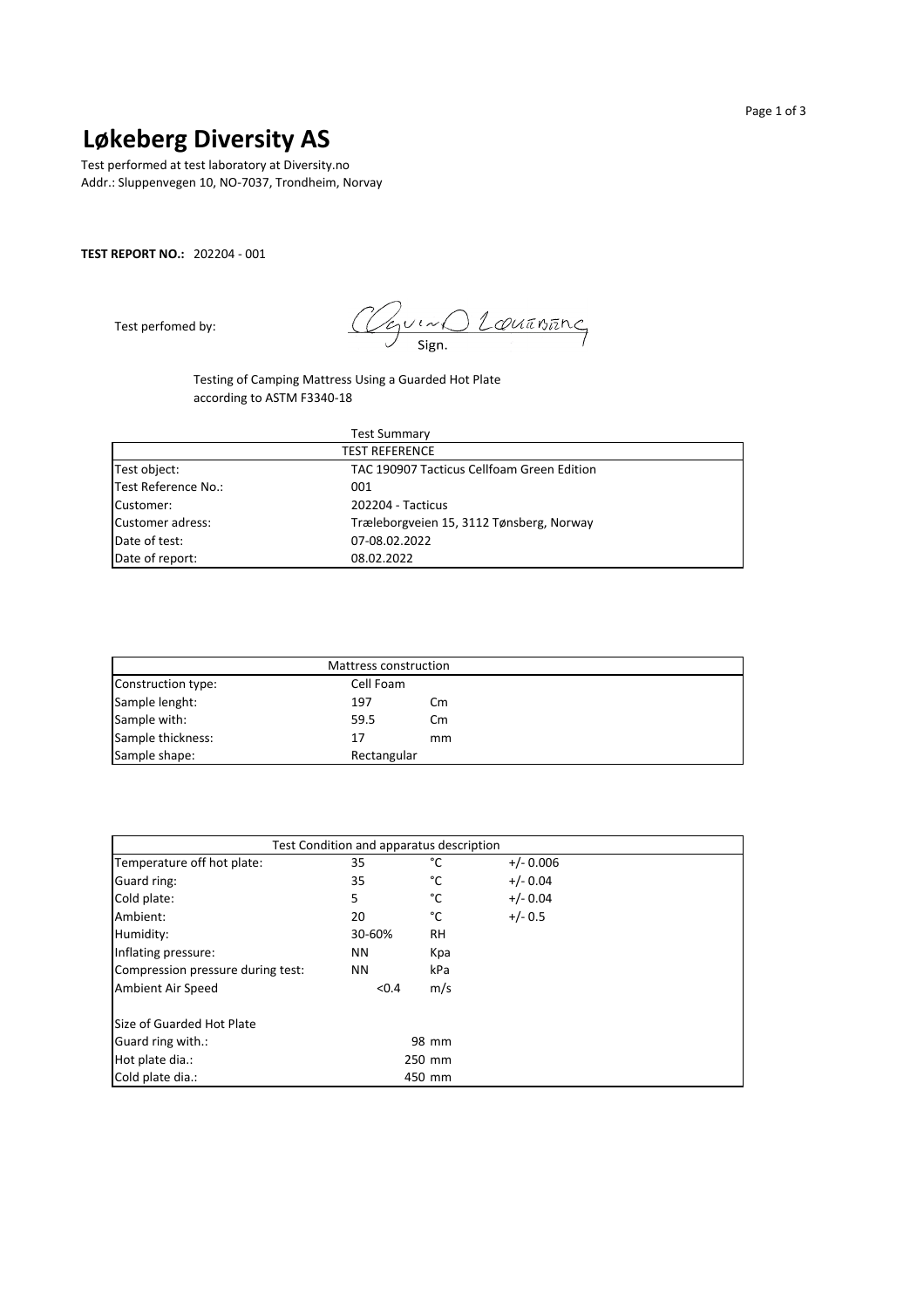# Løkeberg Diversity AS

Test performed at test laboratory at Diversity.no
Addr.: Sluppenvegen 10, NO-7037, Trondheim, Norvay

**TEST REPORT NO.:** 202204 - 001

Test perfomed by: Sign.

Testing of Camping Mattress Using a Guarded Hot Plate
according to ASTM F3340-18

Test Summary

| TEST REFERENCE | |
|---|---|
| Test object: | TAC 190907 Tacticus Cellfoam Green Edition |
| Test Reference No.: | 001 |
| Customer: | 202204 - Tacticus |
| Customer adress: | Træleborgveien 15, 3112 Tønsberg, Norway |
| Date of test: | 07-08.02.2022 |
| Date of report: | 08.02.2022 |

| Mattress construction | | |
|---|---|---|
| Construction type: | Cell Foam | |
| Sample lenght: | 197 | Cm |
| Sample with: | 59.5 | Cm |
| Sample thickness: | 17 | mm |
| Sample shape: | Rectangular | |

| Test Condition and apparatus description | | | |
|---|---|---|---|
| Temperature off hot plate: | 35 | °C | +/- 0.006 |
| Guard ring: | 35 | °C | +/- 0.04 |
| Cold plate: | 5 | °C | +/- 0.04 |
| Ambient: | 20 | °C | +/- 0.5 |
| Humidity: | 30-60% | RH | |
| Inflating pressure: | NN | Kpa | |
| Compression pressure during test: | NN | kPa | |
| Ambient Air Speed | <0.4 | m/s | |
| | | | |
| Size of Guarded Hot Plate | | | |
| Guard ring with.: | 98 mm | | |
| Hot plate dia.: | 250 mm | | |
| Cold plate dia.: | 450 mm | | |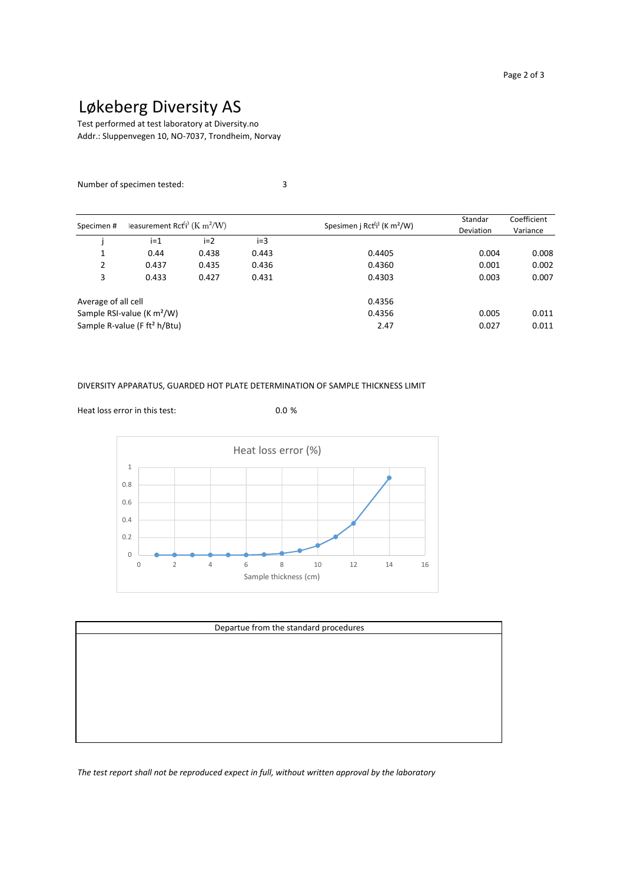# Løkeberg Diversity AS

Test performed at test laboratory at Diversity.no
Addr.: Sluppenvegen 10, NO-7037, Trondheim, Norvay

Number of specimen tested: 3

| Specimen # | leasurement $Rct^{(i)}_{j}$ (K m²/W) | | | Spesimen j $Rct^{(i)}_{j}$ (K m²/W) | Standar Deviation | Coefficient Variance |
|---|---|---|---|---|---|---|
| j | i=1 | i=2 | i=3 | | | |
| 1 | 0.44 | 0.438 | 0.443 | 0.4405 | 0.004 | 0.008 |
| 2 | 0.437 | 0.435 | 0.436 | 0.4360 | 0.001 | 0.002 |
| 3 | 0.433 | 0.427 | 0.431 | 0.4303 | 0.003 | 0.007 |
| Average of all cell | | | | 0.4356 | | |
| Sample RSI-value (K m²/W) | | | | 0.4356 | 0.005 | 0.011 |
| Sample R-value (F ft² h/Btu) | | | | 2.47 | 0.027 | 0.011 |

DIVERSITY APPARATUS, GUARDED HOT PLATE DETERMINATION OF SAMPLE THICKNESS LIMIT

Heat loss error in this test: 0.0 %

Heat loss error (%)

Sample thickness (cm)

| Departue from the standard procedures |
|---|
| |

*The test report shall not be reproduced expect in full, without written approval by the laboratory*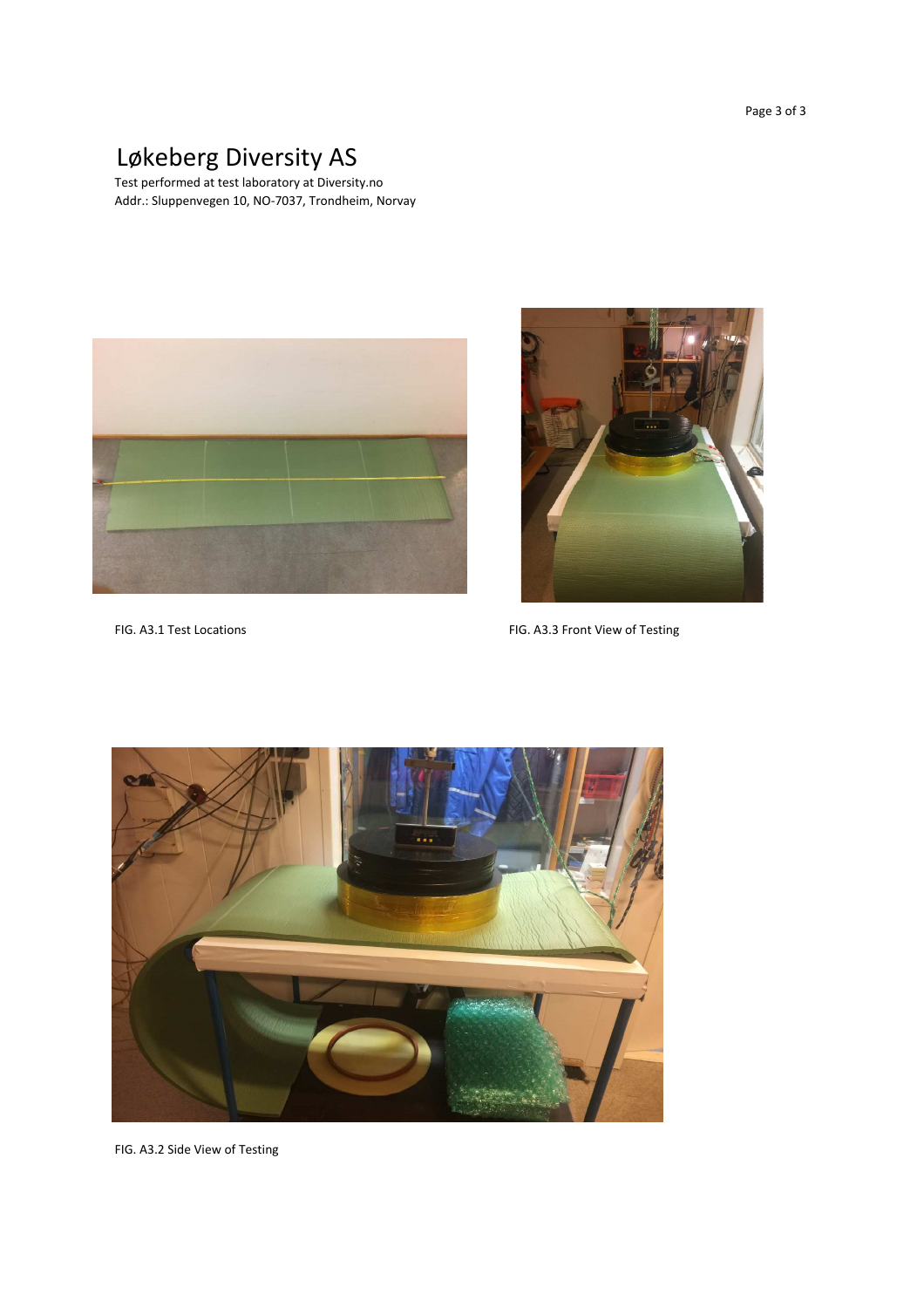# Løkeberg Diversity AS

Test performed at test laboratory at Diversity.no
Addr.: Sluppenvegen 10, NO-7037, Trondheim, Norvay

FIG. A3.1 Test Locations

FIG. A3.3 Front View of Testing

FIG. A3.2 Side View of Testing